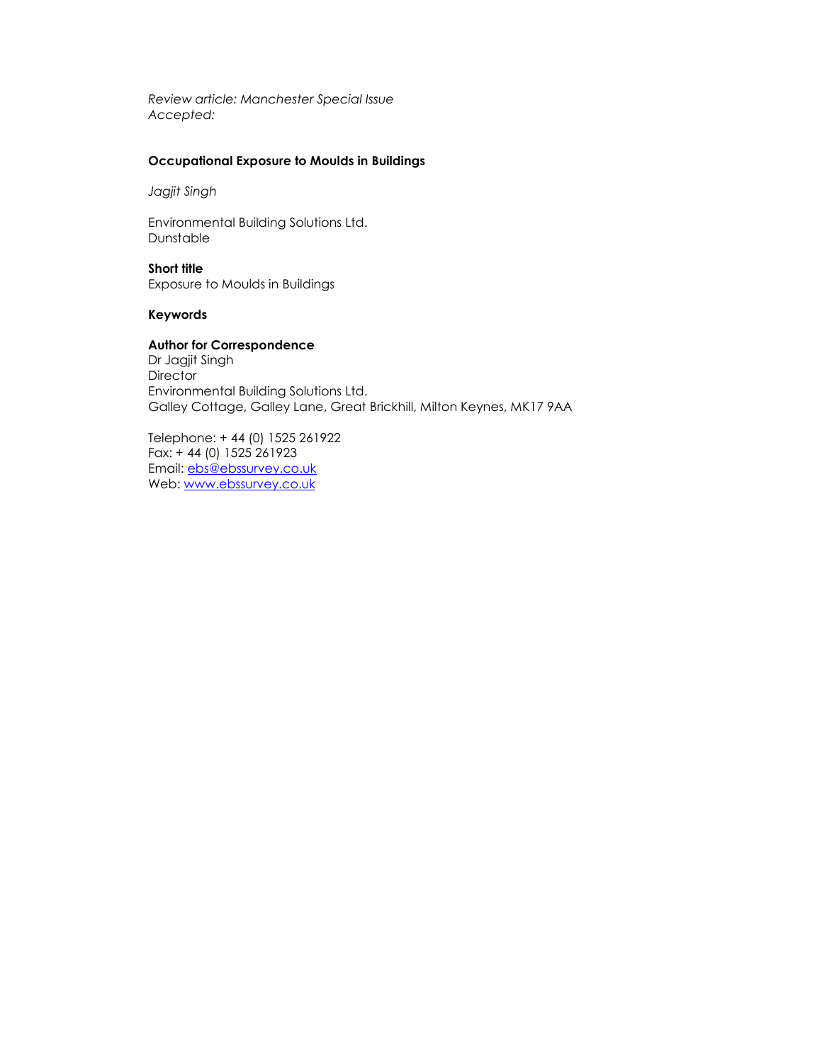*Review article: Manchester Special Issue*
*Accepted:*

**Occupational Exposure to Moulds in Buildings**

*Jagjit Singh*

Environmental Building Solutions Ltd.
Dunstable

**Short title**
Exposure to Moulds in Buildings

**Keywords**

**Author for Correspondence**
Dr Jagjit Singh
Director
Environmental Building Solutions Ltd.
Galley Cottage, Galley Lane, Great Brickhill, Milton Keynes, MK17 9AA

Telephone: + 44 (0) 1525 261922
Fax: + 44 (0) 1525 261923
Email: [ebs@ebssurvey.co.uk](mailto:ebs@ebssurvey.co.uk)
Web: [www.ebssurvey.co.uk](http://www.ebssurvey.co.uk)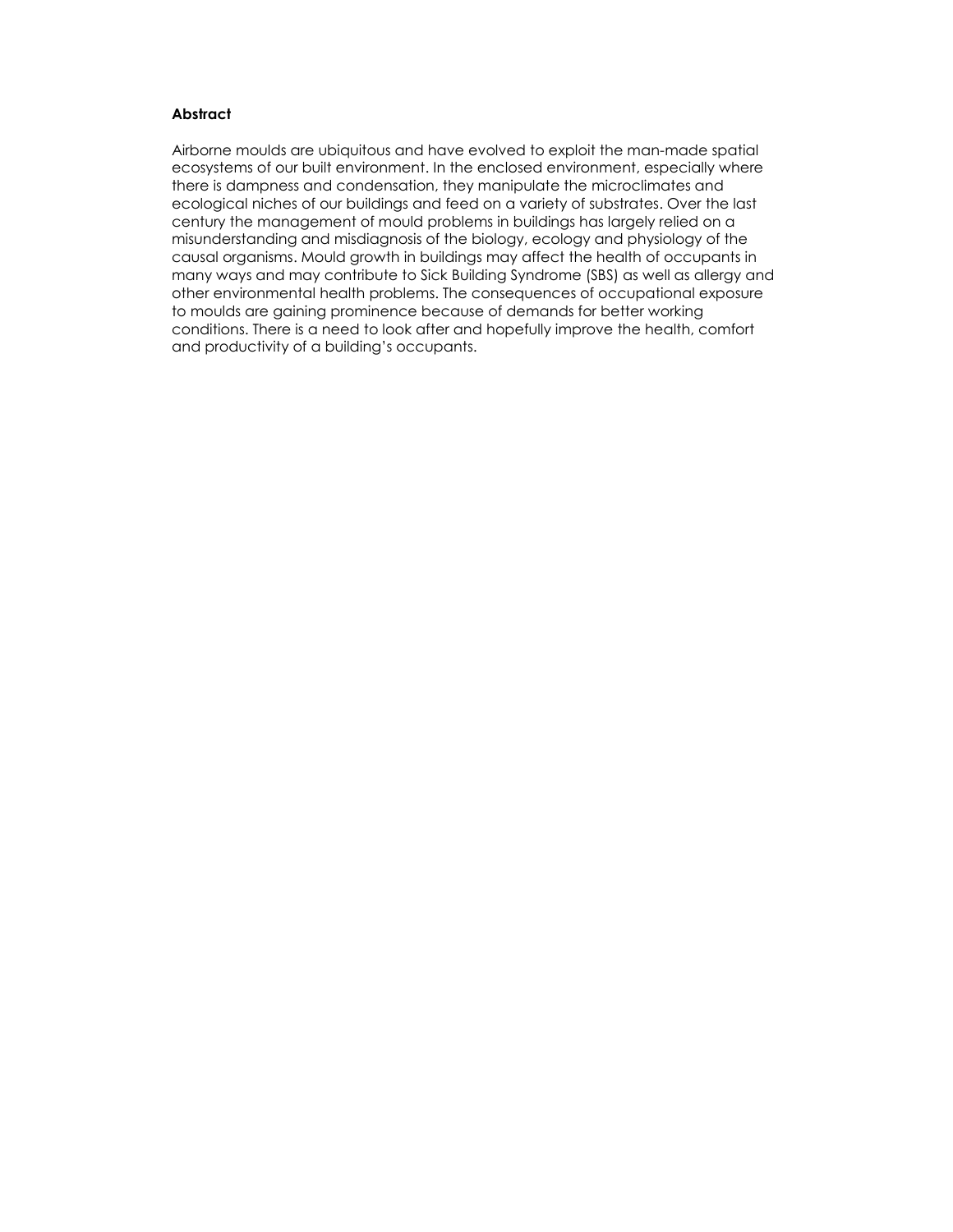**Abstract**

Airborne moulds are ubiquitous and have evolved to exploit the man-made spatial ecosystems of our built environment. In the enclosed environment, especially where there is dampness and condensation, they manipulate the microclimates and ecological niches of our buildings and feed on a variety of substrates. Over the last century the management of mould problems in buildings has largely relied on a misunderstanding and misdiagnosis of the biology, ecology and physiology of the causal organisms. Mould growth in buildings may affect the health of occupants in many ways and may contribute to Sick Building Syndrome (SBS) as well as allergy and other environmental health problems. The consequences of occupational exposure to moulds are gaining prominence because of demands for better working conditions. There is a need to look after and hopefully improve the health, comfort and productivity of a building's occupants.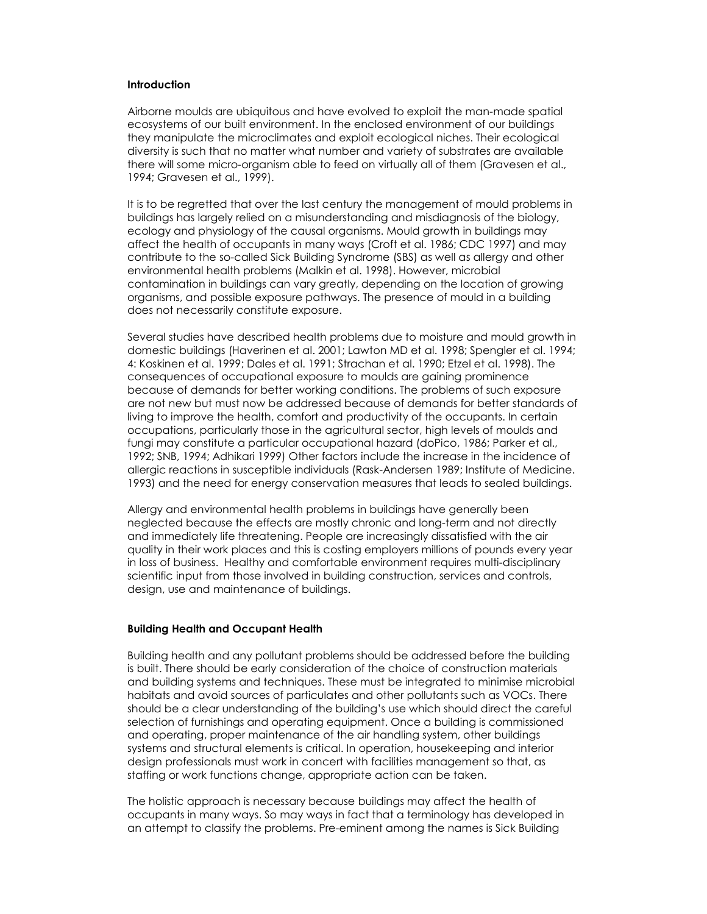**Introduction**

Airborne moulds are ubiquitous and have evolved to exploit the man-made spatial ecosystems of our built environment. In the enclosed environment of our buildings they manipulate the microclimates and exploit ecological niches. Their ecological diversity is such that no matter what number and variety of substrates are available there will some micro-organism able to feed on virtually all of them (Gravesen et al., 1994; Gravesen et al., 1999).

It is to be regretted that over the last century the management of mould problems in buildings has largely relied on a misunderstanding and misdiagnosis of the biology, ecology and physiology of the causal organisms. Mould growth in buildings may affect the health of occupants in many ways (Croft et al. 1986; CDC 1997) and may contribute to the so-called Sick Building Syndrome (SBS) as well as allergy and other environmental health problems (Malkin et al. 1998). However, microbial contamination in buildings can vary greatly, depending on the location of growing organisms, and possible exposure pathways. The presence of mould in a building does not necessarily constitute exposure.

Several studies have described health problems due to moisture and mould growth in domestic buildings (Haverinen et al. 2001; Lawton MD et al. 1998; Spengler et al. 1994; 4: Koskinen et al. 1999; Dales et al. 1991; Strachan et al. 1990; Etzel et al. 1998). The consequences of occupational exposure to moulds are gaining prominence because of demands for better working conditions. The problems of such exposure are not new but must now be addressed because of demands for better standards of living to improve the health, comfort and productivity of the occupants. In certain occupations, particularly those in the agricultural sector, high levels of moulds and fungi may constitute a particular occupational hazard (doPico, 1986; Parker et al., 1992; SNB, 1994; Adhikari 1999) Other factors include the increase in the incidence of allergic reactions in susceptible individuals (Rask-Andersen 1989; Institute of Medicine. 1993) and the need for energy conservation measures that leads to sealed buildings.

Allergy and environmental health problems in buildings have generally been neglected because the effects are mostly chronic and long-term and not directly and immediately life threatening. People are increasingly dissatisfied with the air quality in their work places and this is costing employers millions of pounds every year in loss of business. Healthy and comfortable environment requires multi-disciplinary scientific input from those involved in building construction, services and controls, design, use and maintenance of buildings.

**Building Health and Occupant Health**

Building health and any pollutant problems should be addressed before the building is built. There should be early consideration of the choice of construction materials and building systems and techniques. These must be integrated to minimise microbial habitats and avoid sources of particulates and other pollutants such as VOCs. There should be a clear understanding of the building's use which should direct the careful selection of furnishings and operating equipment. Once a building is commissioned and operating, proper maintenance of the air handling system, other buildings systems and structural elements is critical. In operation, housekeeping and interior design professionals must work in concert with facilities management so that, as staffing or work functions change, appropriate action can be taken.

The holistic approach is necessary because buildings may affect the health of occupants in many ways. So may ways in fact that a terminology has developed in an attempt to classify the problems. Pre-eminent among the names is Sick Building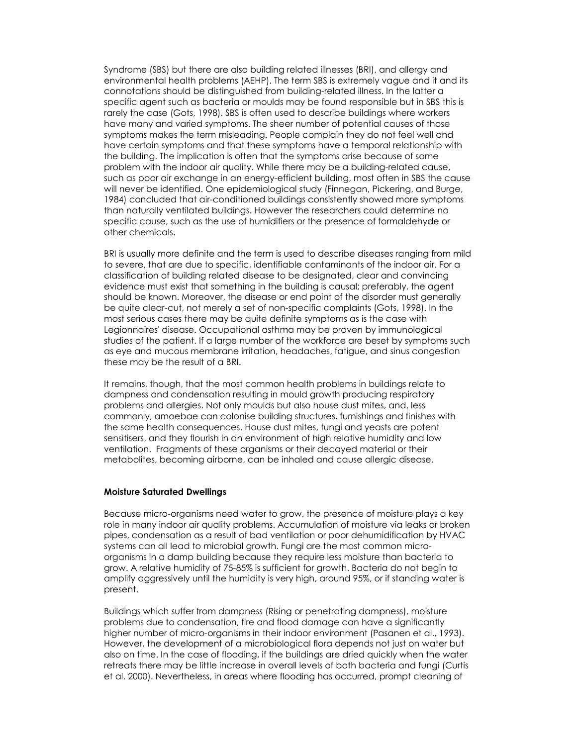Syndrome (SBS) but there are also building related illnesses (BRI), and allergy and environmental health problems (AEHP). The term SBS is extremely vague and it and its connotations should be distinguished from building-related illness. In the latter a specific agent such as bacteria or moulds may be found responsible but in SBS this is rarely the case (Gots, 1998). SBS is often used to describe buildings where workers have many and varied symptoms. The sheer number of potential causes of those symptoms makes the term misleading. People complain they do not feel well and have certain symptoms and that these symptoms have a temporal relationship with the building. The implication is often that the symptoms arise because of some problem with the indoor air quality. While there may be a building-related cause, such as poor air exchange in an energy-efficient building, most often in SBS the cause will never be identified. One epidemiological study (Finnegan, Pickering, and Burge, 1984) concluded that air-conditioned buildings consistently showed more symptoms than naturally ventilated buildings. However the researchers could determine no specific cause, such as the use of humidifiers or the presence of formaldehyde or other chemicals.

BRI is usually more definite and the term is used to describe diseases ranging from mild to severe, that are due to specific, identifiable contaminants of the indoor air. For a classification of building related disease to be designated, clear and convincing evidence must exist that something in the building is causal; preferably, the agent should be known. Moreover, the disease or end point of the disorder must generally be quite clear-cut, not merely a set of non-specific complaints (Gots, 1998). In the most serious cases there may be quite definite symptoms as is the case with Legionnaires' disease. Occupational asthma may be proven by immunological studies of the patient. If a large number of the workforce are beset by symptoms such as eye and mucous membrane irritation, headaches, fatigue, and sinus congestion these may be the result of a BRI.

It remains, though, that the most common health problems in buildings relate to dampness and condensation resulting in mould growth producing respiratory problems and allergies. Not only moulds but also house dust mites, and, less commonly, amoebae can colonise building structures, furnishings and finishes with the same health consequences. House dust mites, fungi and yeasts are potent sensitisers, and they flourish in an environment of high relative humidity and low ventilation. Fragments of these organisms or their decayed material or their metabolites, becoming airborne, can be inhaled and cause allergic disease.

**Moisture Saturated Dwellings**

Because micro-organisms need water to grow, the presence of moisture plays a key role in many indoor air quality problems. Accumulation of moisture via leaks or broken pipes, condensation as a result of bad ventilation or poor dehumidification by HVAC systems can all lead to microbial growth. Fungi are the most common micro-organisms in a damp building because they require less moisture than bacteria to grow. A relative humidity of 75-85% is sufficient for growth. Bacteria do not begin to amplify aggressively until the humidity is very high, around 95%, or if standing water is present.

Buildings which suffer from dampness (Rising or penetrating dampness), moisture problems due to condensation, fire and flood damage can have a significantly higher number of micro-organisms in their indoor environment (Pasanen et al., 1993). However, the development of a microbiological flora depends not just on water but also on time. In the case of flooding, if the buildings are dried quickly when the water retreats there may be little increase in overall levels of both bacteria and fungi (Curtis et al. 2000). Nevertheless, in areas where flooding has occurred, prompt cleaning of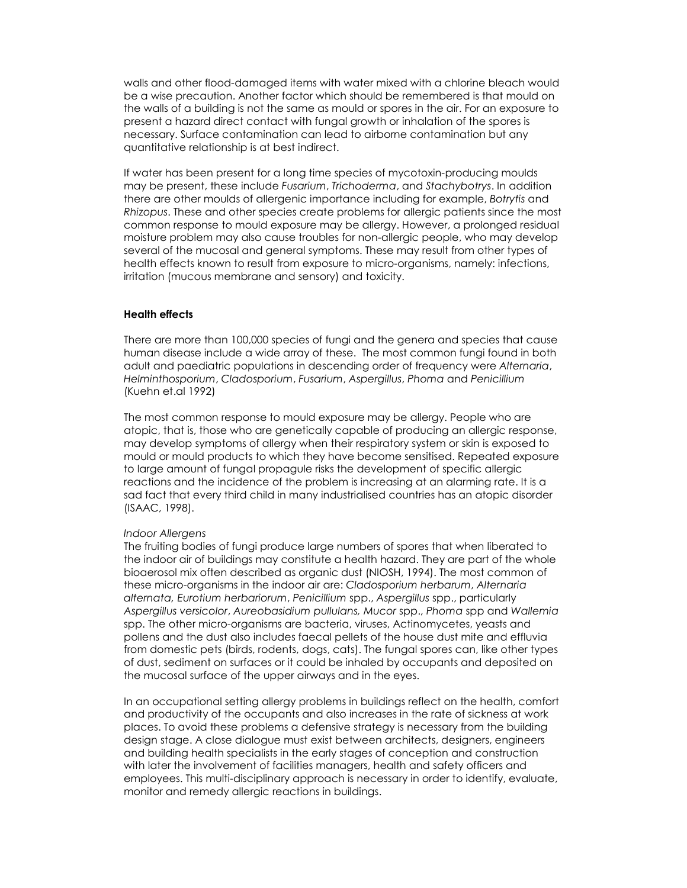walls and other flood-damaged items with water mixed with a chlorine bleach would be a wise precaution. Another factor which should be remembered is that mould on the walls of a building is not the same as mould or spores in the air. For an exposure to present a hazard direct contact with fungal growth or inhalation of the spores is necessary. Surface contamination can lead to airborne contamination but any quantitative relationship is at best indirect.

If water has been present for a long time species of mycotoxin-producing moulds may be present, these include *Fusarium*, *Trichoderma*, and *Stachybotrys*. In addition there are other moulds of allergenic importance including for example, *Botrytis* and *Rhizopus*. These and other species create problems for allergic patients since the most common response to mould exposure may be allergy. However, a prolonged residual moisture problem may also cause troubles for non-allergic people, who may develop several of the mucosal and general symptoms. These may result from other types of health effects known to result from exposure to micro-organisms, namely: infections, irritation (mucous membrane and sensory) and toxicity.

**Health effects**

There are more than 100,000 species of fungi and the genera and species that cause human disease include a wide array of these. The most common fungi found in both adult and paediatric populations in descending order of frequency were *Alternaria*, *Helminthosporium*, *Cladosporium*, *Fusarium*, *Aspergillus*, *Phoma* and *Penicillium* (Kuehn et.al 1992)

The most common response to mould exposure may be allergy. People who are atopic, that is, those who are genetically capable of producing an allergic response, may develop symptoms of allergy when their respiratory system or skin is exposed to mould or mould products to which they have become sensitised. Repeated exposure to large amount of fungal propagule risks the development of specific allergic reactions and the incidence of the problem is increasing at an alarming rate. It is a sad fact that every third child in many industrialised countries has an atopic disorder (ISAAC, 1998).

*Indoor Allergens*

The fruiting bodies of fungi produce large numbers of spores that when liberated to the indoor air of buildings may constitute a health hazard. They are part of the whole bioaerosol mix often described as organic dust (NIOSH, 1994). The most common of these micro-organisms in the indoor air are: *Cladosporium herbarum*, *Alternaria alternata, Eurotium herbariorum*, *Penicillium* spp., *Aspergillus* spp., particularly *Aspergillus versicolor*, *Aureobasidium pullulans, Mucor* spp., *Phoma* spp and *Wallemia* spp. The other micro-organisms are bacteria, viruses, Actinomycetes, yeasts and pollens and the dust also includes faecal pellets of the house dust mite and effluvia from domestic pets (birds, rodents, dogs, cats). The fungal spores can, like other types of dust, sediment on surfaces or it could be inhaled by occupants and deposited on the mucosal surface of the upper airways and in the eyes.

In an occupational setting allergy problems in buildings reflect on the health, comfort and productivity of the occupants and also increases in the rate of sickness at work places. To avoid these problems a defensive strategy is necessary from the building design stage. A close dialogue must exist between architects, designers, engineers and building health specialists in the early stages of conception and construction with later the involvement of facilities managers, health and safety officers and employees. This multi-disciplinary approach is necessary in order to identify, evaluate, monitor and remedy allergic reactions in buildings.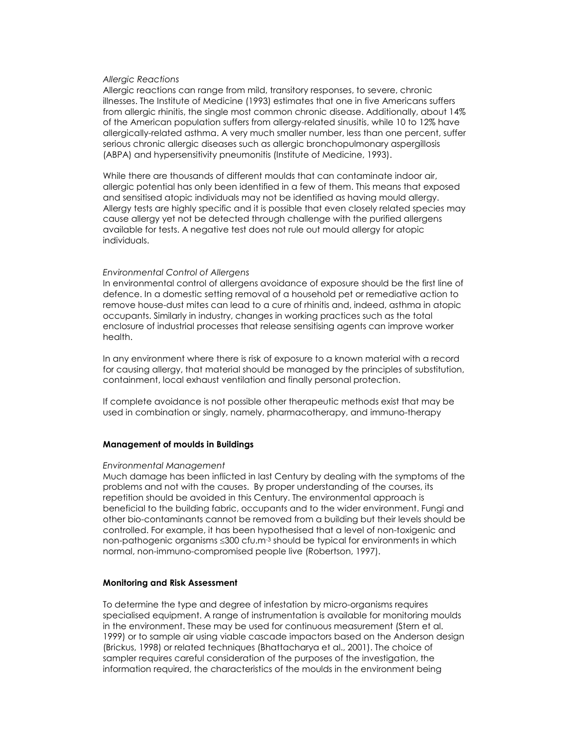*Allergic Reactions*

Allergic reactions can range from mild, transitory responses, to severe, chronic illnesses. The Institute of Medicine (1993) estimates that one in five Americans suffers from allergic rhinitis, the single most common chronic disease. Additionally, about 14% of the American population suffers from allergy-related sinusitis, while 10 to 12% have allergically-related asthma. A very much smaller number, less than one percent, suffer serious chronic allergic diseases such as allergic bronchopulmonary aspergillosis (ABPA) and hypersensitivity pneumonitis (Institute of Medicine, 1993).

While there are thousands of different moulds that can contaminate indoor air, allergic potential has only been identified in a few of them. This means that exposed and sensitised atopic individuals may not be identified as having mould allergy. Allergy tests are highly specific and it is possible that even closely related species may cause allergy yet not be detected through challenge with the purified allergens available for tests. A negative test does not rule out mould allergy for atopic individuals.

*Environmental Control of Allergens*

In environmental control of allergens avoidance of exposure should be the first line of defence. In a domestic setting removal of a household pet or remediative action to remove house-dust mites can lead to a cure of rhinitis and, indeed, asthma in atopic occupants. Similarly in industry, changes in working practices such as the total enclosure of industrial processes that release sensitising agents can improve worker health.

In any environment where there is risk of exposure to a known material with a record for causing allergy, that material should be managed by the principles of substitution, containment, local exhaust ventilation and finally personal protection.

If complete avoidance is not possible other therapeutic methods exist that may be used in combination or singly, namely, pharmacotherapy, and immuno-therapy

**Management of moulds in Buildings**

*Environmental Management*

Much damage has been inflicted in last Century by dealing with the symptoms of the problems and not with the causes. By proper understanding of the courses, its repetition should be avoided in this Century. The environmental approach is beneficial to the building fabric, occupants and to the wider environment. Fungi and other bio-contaminants cannot be removed from a building but their levels should be controlled. For example, it has been hypothesised that a level of non-toxigenic and non-pathogenic organisms ≤300 cfu.m$^{-3}$ should be typical for environments in which normal, non-immuno-compromised people live (Robertson, 1997).

**Monitoring and Risk Assessment**

To determine the type and degree of infestation by micro-organisms requires specialised equipment. A range of instrumentation is available for monitoring moulds in the environment. These may be used for continuous measurement (Stern et al. 1999) or to sample air using viable cascade impactors based on the Anderson design (Brickus, 1998) or related techniques (Bhattacharya et al., 2001). The choice of sampler requires careful consideration of the purposes of the investigation, the information required, the characteristics of the moulds in the environment being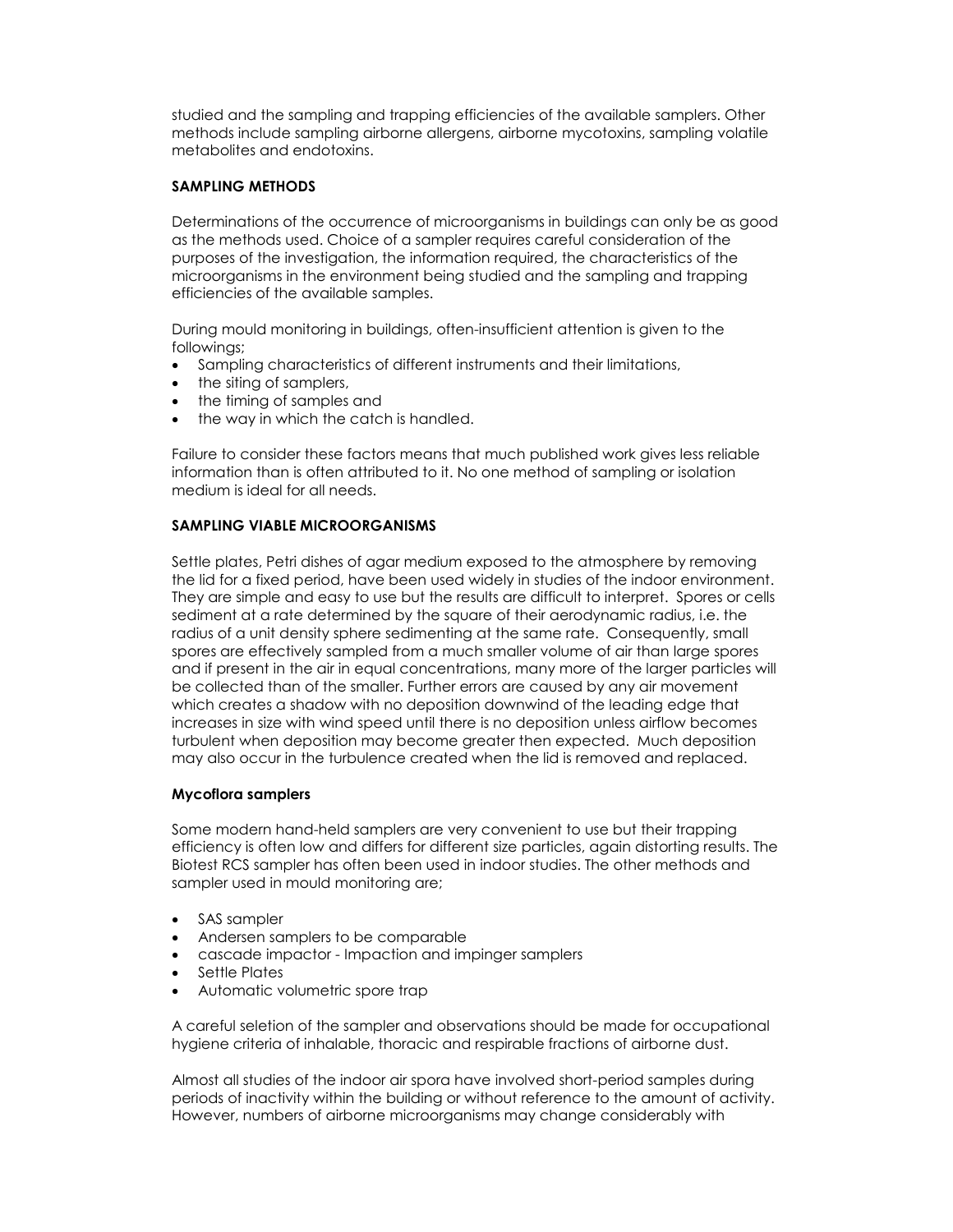studied and the sampling and trapping efficiencies of the available samplers. Other methods include sampling airborne allergens, airborne mycotoxins, sampling volatile metabolites and endotoxins.

**SAMPLING METHODS**

Determinations of the occurrence of microorganisms in buildings can only be as good as the methods used. Choice of a sampler requires careful consideration of the purposes of the investigation, the information required, the characteristics of the microorganisms in the environment being studied and the sampling and trapping efficiencies of the available samples.

During mould monitoring in buildings, often-insufficient attention is given to the followings;

- Sampling characteristics of different instruments and their limitations,
- the siting of samplers,
- the timing of samples and
- the way in which the catch is handled.

Failure to consider these factors means that much published work gives less reliable information than is often attributed to it. No one method of sampling or isolation medium is ideal for all needs.

**SAMPLING VIABLE MICROORGANISMS**

Settle plates, Petri dishes of agar medium exposed to the atmosphere by removing the lid for a fixed period, have been used widely in studies of the indoor environment. They are simple and easy to use but the results are difficult to interpret. Spores or cells sediment at a rate determined by the square of their aerodynamic radius, i.e. the radius of a unit density sphere sedimenting at the same rate. Consequently, small spores are effectively sampled from a much smaller volume of air than large spores and if present in the air in equal concentrations, many more of the larger particles will be collected than of the smaller. Further errors are caused by any air movement which creates a shadow with no deposition downwind of the leading edge that increases in size with wind speed until there is no deposition unless airflow becomes turbulent when deposition may become greater then expected. Much deposition may also occur in the turbulence created when the lid is removed and replaced.

**Mycoflora samplers**

Some modern hand-held samplers are very convenient to use but their trapping efficiency is often low and differs for different size particles, again distorting results. The Biotest RCS sampler has often been used in indoor studies. The other methods and sampler used in mould monitoring are;

- SAS sampler
- Andersen samplers to be comparable
- cascade impactor - Impaction and impinger samplers
- Settle Plates
- Automatic volumetric spore trap

A careful seletion of the sampler and observations should be made for occupational hygiene criteria of inhalable, thoracic and respirable fractions of airborne dust.

Almost all studies of the indoor air spora have involved short-period samples during periods of inactivity within the building or without reference to the amount of activity. However, numbers of airborne microorganisms may change considerably with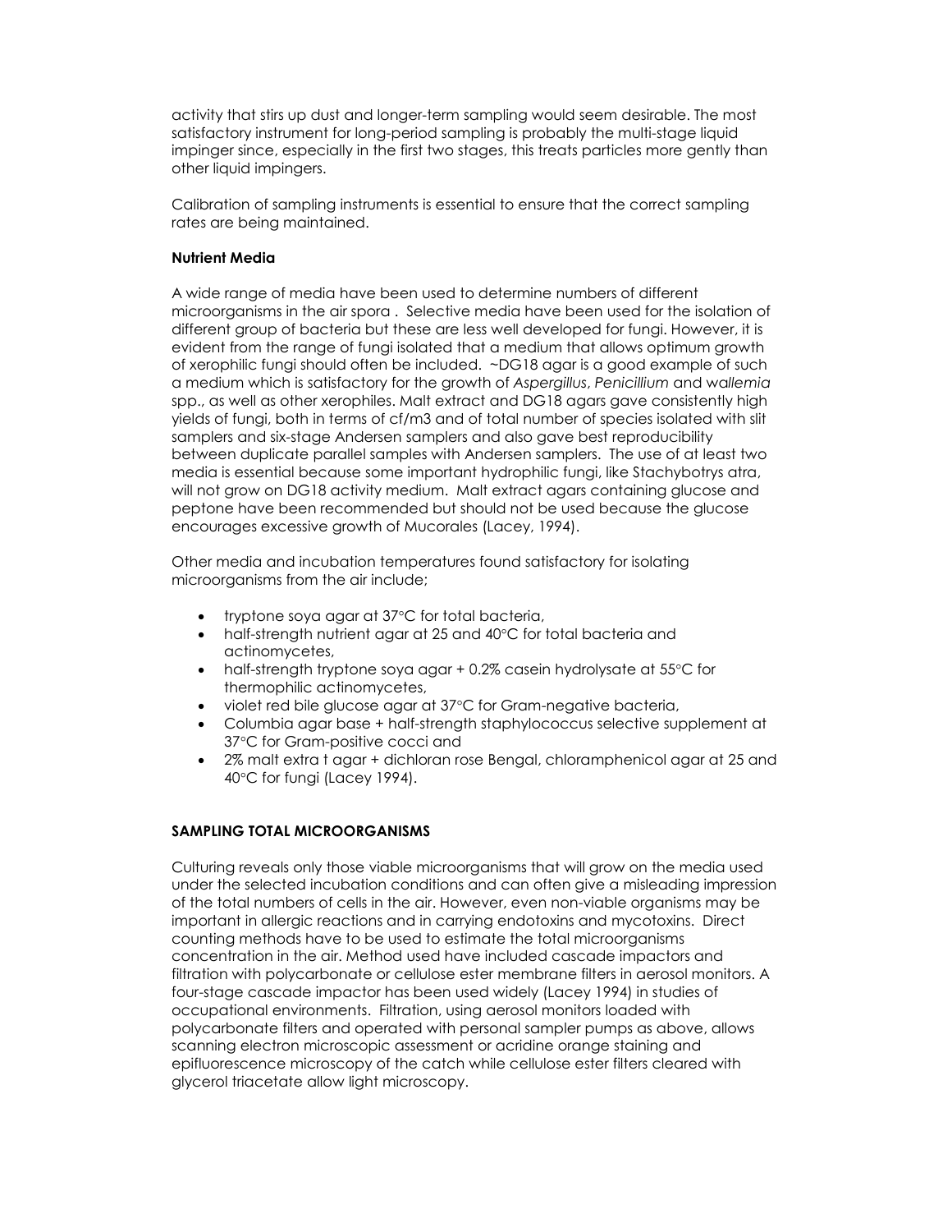activity that stirs up dust and longer-term sampling would seem desirable. The most satisfactory instrument for long-period sampling is probably the multi-stage liquid impinger since, especially in the first two stages, this treats particles more gently than other liquid impingers.

Calibration of sampling instruments is essential to ensure that the correct sampling rates are being maintained.

**Nutrient Media**

A wide range of media have been used to determine numbers of different microorganisms in the air spora . Selective media have been used for the isolation of different group of bacteria but these are less well developed for fungi. However, it is evident from the range of fungi isolated that a medium that allows optimum growth of xerophilic fungi should often be included. ~DG18 agar is a good example of such a medium which is satisfactory for the growth of *Aspergillus*, *Penicillium* and w*allemia* spp., as well as other xerophiles. Malt extract and DG18 agars gave consistently high yields of fungi, both in terms of cf/m3 and of total number of species isolated with slit samplers and six-stage Andersen samplers and also gave best reproducibility between duplicate parallel samples with Andersen samplers. The use of at least two media is essential because some important hydrophilic fungi, like Stachybotrys atra, will not grow on DG18 activity medium. Malt extract agars containing glucose and peptone have been recommended but should not be used because the glucose encourages excessive growth of Mucorales (Lacey, 1994).

Other media and incubation temperatures found satisfactory for isolating microorganisms from the air include;

- tryptone soya agar at 37°C for total bacteria,
- half-strength nutrient agar at 25 and 40°C for total bacteria and actinomycetes,
- half-strength tryptone soya agar + 0.2% casein hydrolysate at 55°C for thermophilic actinomycetes,
- violet red bile glucose agar at 37°C for Gram-negative bacteria,
- Columbia agar base + half-strength staphylococcus selective supplement at 37°C for Gram-positive cocci and
- 2% malt extra t agar + dichloran rose Bengal, chloramphenicol agar at 25 and 40°C for fungi (Lacey 1994).

**SAMPLING TOTAL MICROORGANISMS**

Culturing reveals only those viable microorganisms that will grow on the media used under the selected incubation conditions and can often give a misleading impression of the total numbers of cells in the air. However, even non-viable organisms may be important in allergic reactions and in carrying endotoxins and mycotoxins. Direct counting methods have to be used to estimate the total microorganisms concentration in the air. Method used have included cascade impactors and filtration with polycarbonate or cellulose ester membrane filters in aerosol monitors. A four-stage cascade impactor has been used widely (Lacey 1994) in studies of occupational environments. Filtration, using aerosol monitors loaded with polycarbonate filters and operated with personal sampler pumps as above, allows scanning electron microscopic assessment or acridine orange staining and epifluorescence microscopy of the catch while cellulose ester filters cleared with glycerol triacetate allow light microscopy.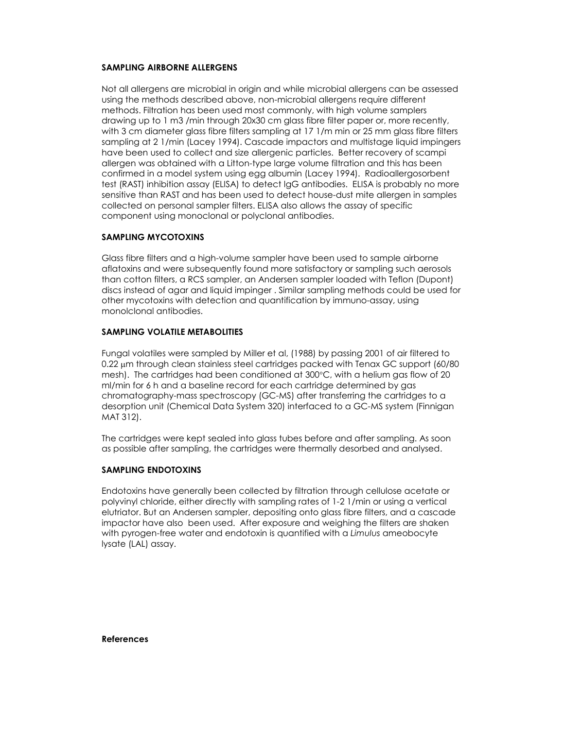## SAMPLING AIRBORNE ALLERGENS

Not all allergens are microbial in origin and while microbial allergens can be assessed using the methods described above, non-microbial allergens require different methods. Filtration has been used most commonly, with high volume samplers drawing up to 1 m3 /min through 20x30 cm glass fibre filter paper or, more recently, with 3 cm diameter glass fibre filters sampling at 17 1/m min or 25 mm glass fibre filters sampling at 2 1/min (Lacey 1994). Cascade impactors and multistage liquid impingers have been used to collect and size allergenic particles. Better recovery of scampi allergen was obtained with a Litton-type large volume filtration and this has been confirmed in a model system using egg albumin (Lacey 1994). Radioallergosorbent test (RAST) inhibition assay (ELISA) to detect IgG antibodies. ELISA is probably no more sensitive than RAST and has been used to detect house-dust mite allergen in samples collected on personal sampler filters. ELISA also allows the assay of specific component using monoclonal or polyclonal antibodies.

## SAMPLING MYCOTOXINS

Glass fibre filters and a high-volume sampler have been used to sample airborne aflatoxins and were subsequently found more satisfactory or sampling such aerosols than cotton filters, a RCS sampler, an Andersen sampler loaded with Teflon (Dupont) discs instead of agar and liquid impinger . Similar sampling methods could be used for other mycotoxins with detection and quantification by immuno-assay, using monolclonal antibodies.

## SAMPLING VOLATILE METABOLITIES

Fungal volatiles were sampled by Miller et al, (1988) by passing 2001 of air filtered to 0.22 μm through clean stainless steel cartridges packed with Tenax GC support (60/80 mesh). The cartridges had been conditioned at 300°C, with a helium gas flow of 20 ml/min for 6 h and a baseline record for each cartridge determined by gas chromatography-mass spectroscopy (GC-MS) after transferring the cartridges to a desorption unit (Chemical Data System 320) interfaced to a GC-MS system (Finnigan MAT 312).

The cartridges were kept sealed into glass tubes before and after sampling. As soon as possible after sampling, the cartridges were thermally desorbed and analysed.

## SAMPLING ENDOTOXINS

Endotoxins have generally been collected by filtration through cellulose acetate or polyvinyl chloride, either directly with sampling rates of 1-2 1/min or using a vertical elutriator. But an Andersen sampler, depositing onto glass fibre filters, and a cascade impactor have also been used. After exposure and weighing the filters are shaken with pyrogen-free water and endotoxin is quantified with a *Limulus* ameobocyte lysate (LAL) assay.

**References**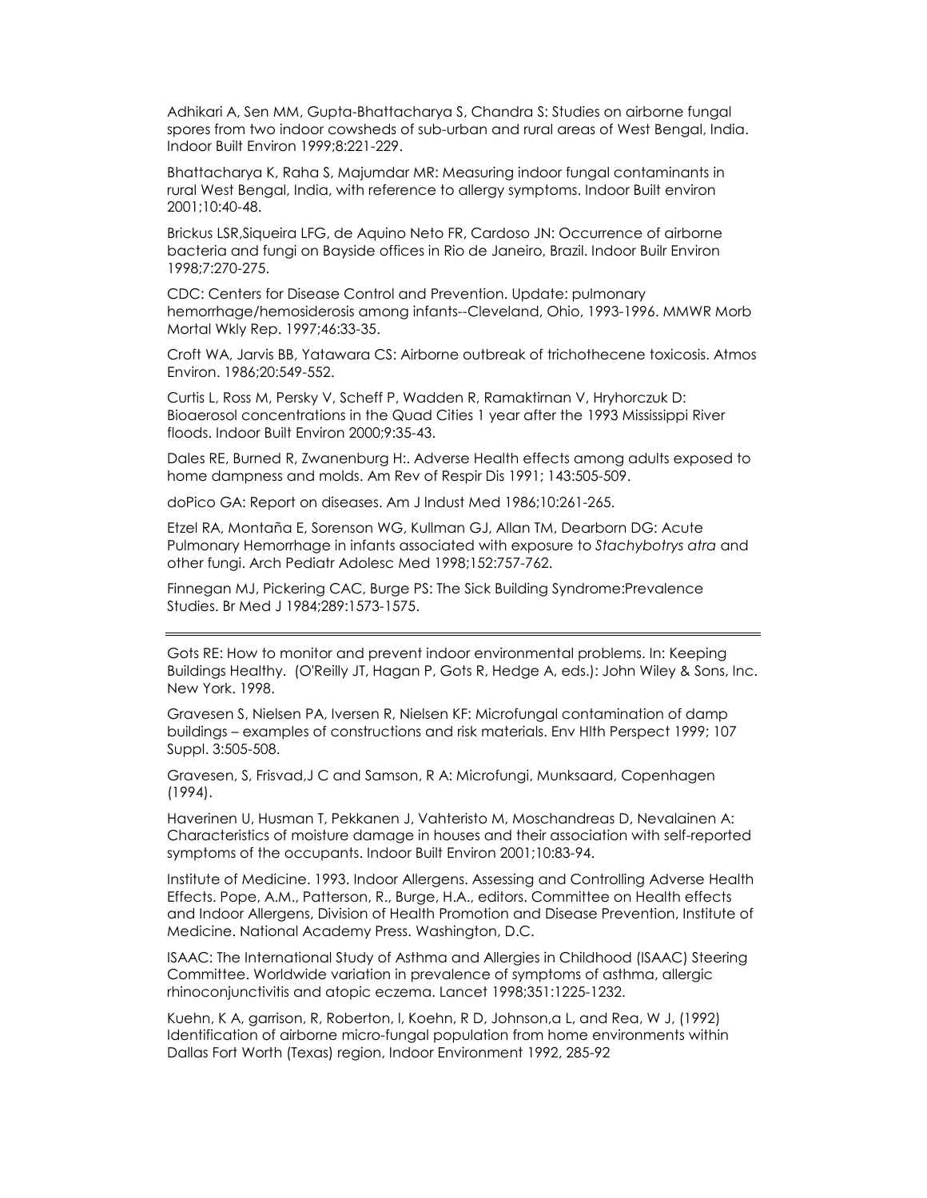Adhikari A, Sen MM, Gupta-Bhattacharya S, Chandra S: Studies on airborne fungal spores from two indoor cowsheds of sub-urban and rural areas of West Bengal, India. Indoor Built Environ 1999;8:221-229.

Bhattacharya K, Raha S, Majumdar MR: Measuring indoor fungal contaminants in rural West Bengal, India, with reference to allergy symptoms. Indoor Built environ 2001;10:40-48.

Brickus LSR,Siqueira LFG, de Aquino Neto FR, Cardoso JN: Occurrence of airborne bacteria and fungi on Bayside offices in Rio de Janeiro, Brazil. Indoor Builr Environ 1998;7:270-275.

CDC: Centers for Disease Control and Prevention. Update: pulmonary hemorrhage/hemosiderosis among infants--Cleveland, Ohio, 1993-1996. MMWR Morb Mortal Wkly Rep. 1997;46:33-35.

Croft WA, Jarvis BB, Yatawara CS: Airborne outbreak of trichothecene toxicosis. Atmos Environ. 1986;20:549-552.

Curtis L, Ross M, Persky V, Scheff P, Wadden R, Ramaktirnan V, Hryhorczuk D: Bioaerosol concentrations in the Quad Cities 1 year after the 1993 Mississippi River floods. Indoor Built Environ 2000;9:35-43.

Dales RE, Burned R, Zwanenburg H:. Adverse Health effects among adults exposed to home dampness and molds. Am Rev of Respir Dis 1991; 143:505-509.

doPico GA: Report on diseases. Am J Indust Med 1986;10:261-265.

Etzel RA, Montaña E, Sorenson WG, Kullman GJ, Allan TM, Dearborn DG: Acute Pulmonary Hemorrhage in infants associated with exposure to *Stachybotrys atra* and other fungi. Arch Pediatr Adolesc Med 1998;152:757-762.

Finnegan MJ, Pickering CAC, Burge PS: The Sick Building Syndrome:Prevalence Studies. Br Med J 1984;289:1573-1575.

---

Gots RE: How to monitor and prevent indoor environmental problems. In: Keeping Buildings Healthy. (O'Reilly JT, Hagan P, Gots R, Hedge A, eds.): John Wiley & Sons, Inc. New York. 1998.

Gravesen S, Nielsen PA, Iversen R, Nielsen KF: Microfungal contamination of damp buildings – examples of constructions and risk materials. Env Hlth Perspect 1999; 107 Suppl. 3:505-508.

Gravesen, S, Frisvad,J C and Samson, R A: Microfungi, Munksaard, Copenhagen (1994).

Haverinen U, Husman T, Pekkanen J, Vahteristo M, Moschandreas D, Nevalainen A: Characteristics of moisture damage in houses and their association with self-reported symptoms of the occupants. Indoor Built Environ 2001;10:83-94.

Institute of Medicine. 1993. Indoor Allergens. Assessing and Controlling Adverse Health Effects. Pope, A.M., Patterson, R., Burge, H.A., editors. Committee on Health effects and Indoor Allergens, Division of Health Promotion and Disease Prevention, Institute of Medicine. National Academy Press. Washington, D.C.

ISAAC: The International Study of Asthma and Allergies in Childhood (ISAAC) Steering Committee. Worldwide variation in prevalence of symptoms of asthma, allergic rhinoconjunctivitis and atopic eczema. Lancet 1998;351:1225-1232.

Kuehn, K A, garrison, R, Roberton, l, Koehn, R D, Johnson,a L, and Rea, W J, (1992) Identification of airborne micro-fungal population from home environments within Dallas Fort Worth (Texas) region, Indoor Environment 1992, 285-92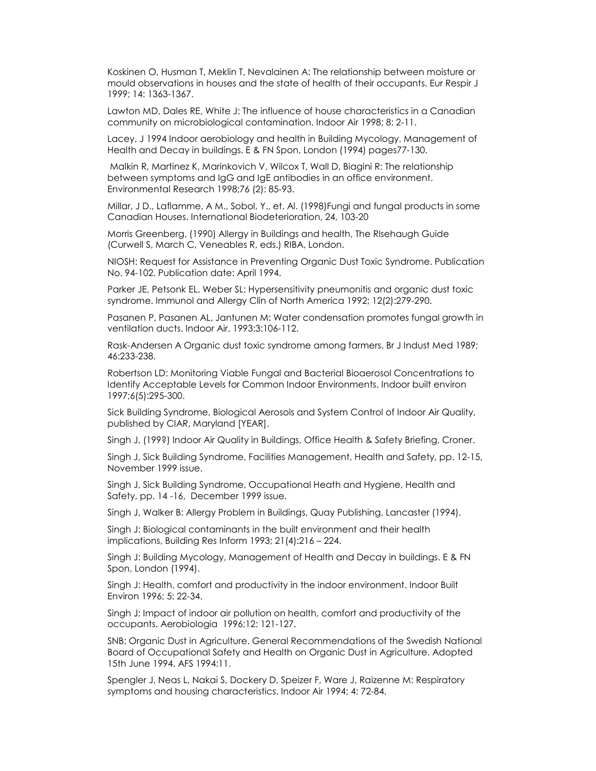Koskinen O, Husman T, Meklin T, Nevalainen A: The relationship between moisture or mould observations in houses and the state of health of their occupants. Eur Respir J 1999; 14: 1363-1367.

Lawton MD, Dales RE, White J: The influence of house characteristics in a Canadian community on microbiological contamination. Indoor Air 1998; 8: 2-11.

Lacey, J 1994 Indoor aerobiology and health in Building Mycology, Management of Health and Decay in buildings. E & FN Spon, London (1994) pages77-130.

Malkin R, Martinez K, Marinkovich V, Wilcox T, Wall D, Biagini R: The relationship between symptoms and IgG and IgE antibodies in an office environment. Environmental Research 1998;76 (2): 85-93.

Millar, J D., Laflamme, A M., Sobol, Y., et. Al. (1998)Fungi and fungal products in some Canadian Houses. International Biodeterioration, 24, 103-20

Morris Greenberg, (1990) Allergy in Buildings and health, The RIsehaugh Guide (Curwell S, March C, Veneables R, eds.) RIBA, London.

NIOSH: Request for Assistance in Preventing Organic Dust Toxic Syndrome. Publication No. 94-102. Publication date: April 1994.

Parker JE, Petsonk EL, Weber SL: Hypersensitivity pneumonitis and organic dust toxic syndrome. Immunol and Allergy Clin of North America 1992; 12(2):279-290.

Pasanen P, Pasanen AL, Jantunen M: Water condensation promotes fungal growth in ventilation ducts. Indoor Air. 1993;3:106-112.

Rask-Andersen A Organic dust toxic syndrome among farmers. Br J Indust Med 1989; 46:233-238.

Robertson LD: Monitoring Viable Fungal and Bacterial Bioaerosol Concentrations to Identify Acceptable Levels for Common Indoor Environments. Indoor built environ 1997;6(5):295-300.

Sick Building Syndrome, Biological Aerosols and System Control of Indoor Air Quality, published by CIAR, Maryland [YEAR].

Singh J, (199?) Indoor Air Quality in Buildings, Office Health & Safety Briefing, Croner.

Singh J, Sick Building Syndrome, Facilities Management, Health and Safety, pp. 12-15, November 1999 issue.

Singh J, Sick Building Syndrome, Occupational Heath and Hygiene, Health and Safety, pp. 14 -16, December 1999 issue.

Singh J, Walker B: Allergy Problem in Buildings, Quay Publishing, Lancaster (1994).

Singh J: Biological contaminants in the built environment and their health implications, Building Res Inform 1993; 21(4):216 – 224.

Singh J: Building Mycology, Management of Health and Decay in buildings. E & FN Spon, London (1994).

Singh J: Health, comfort and productivity in the indoor environment. Indoor Built Environ 1996; 5: 22-34.

Singh J: Impact of indoor air pollution on health, comfort and productivity of the occupants. Aerobiologia 1996;12: 121-127.

SNB: Organic Dust in Agriculture. General Recommendations of the Swedish National Board of Occupational Safety and Health on Organic Dust in Agriculture. Adopted 15th June 1994. AFS 1994:11.

Spengler J, Neas L, Nakai S, Dockery D, Speizer F, Ware J, Raizenne M: Respiratory symptoms and housing characteristics. Indoor Air 1994; 4: 72-84.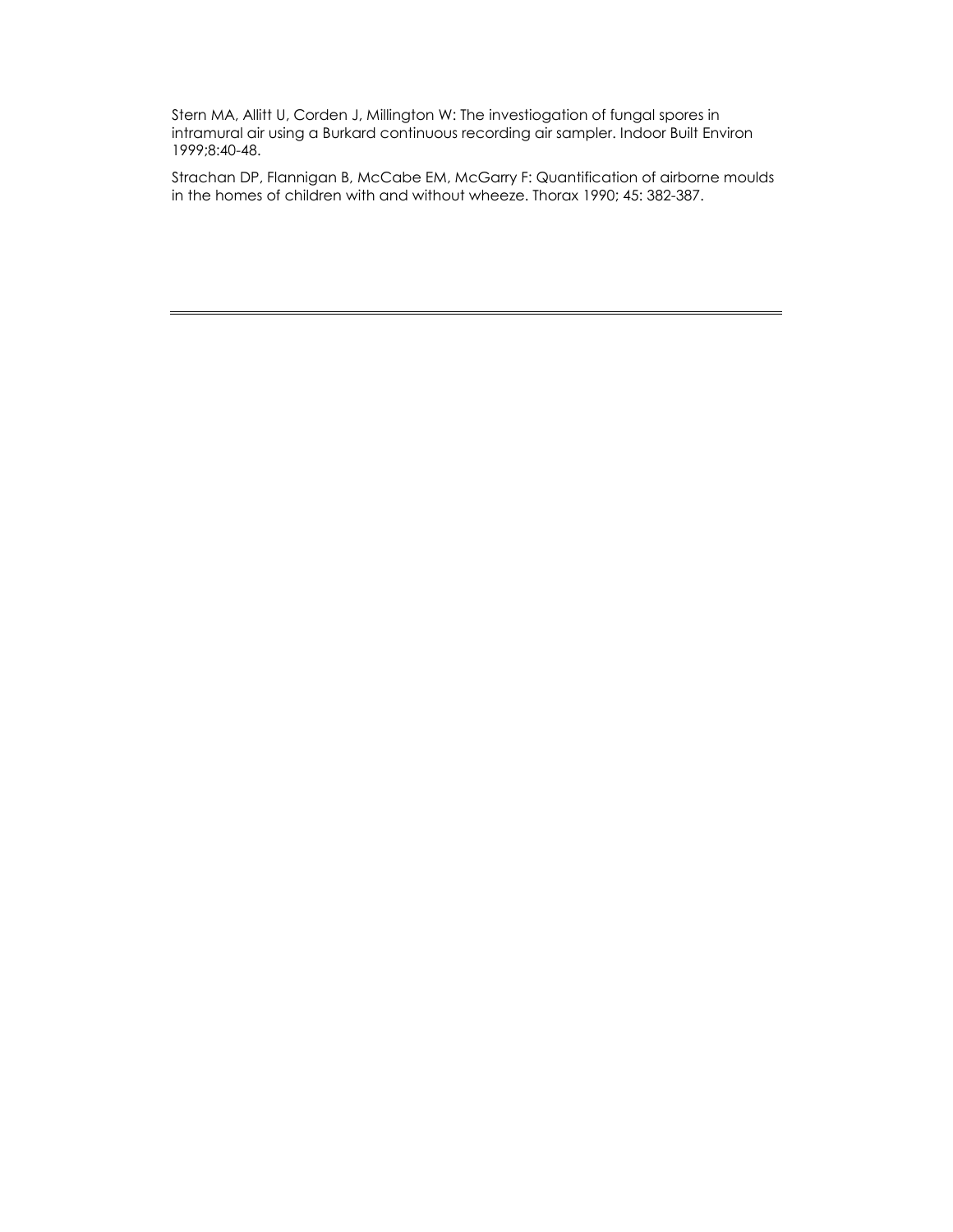Stern MA, Allitt U, Corden J, Millington W: The investiogation of fungal spores in intramural air using a Burkard continuous recording air sampler. Indoor Built Environ 1999;8:40-48.

Strachan DP, Flannigan B, McCabe EM, McGarry F: Quantification of airborne moulds in the homes of children with and without wheeze. Thorax 1990; 45: 382-387.